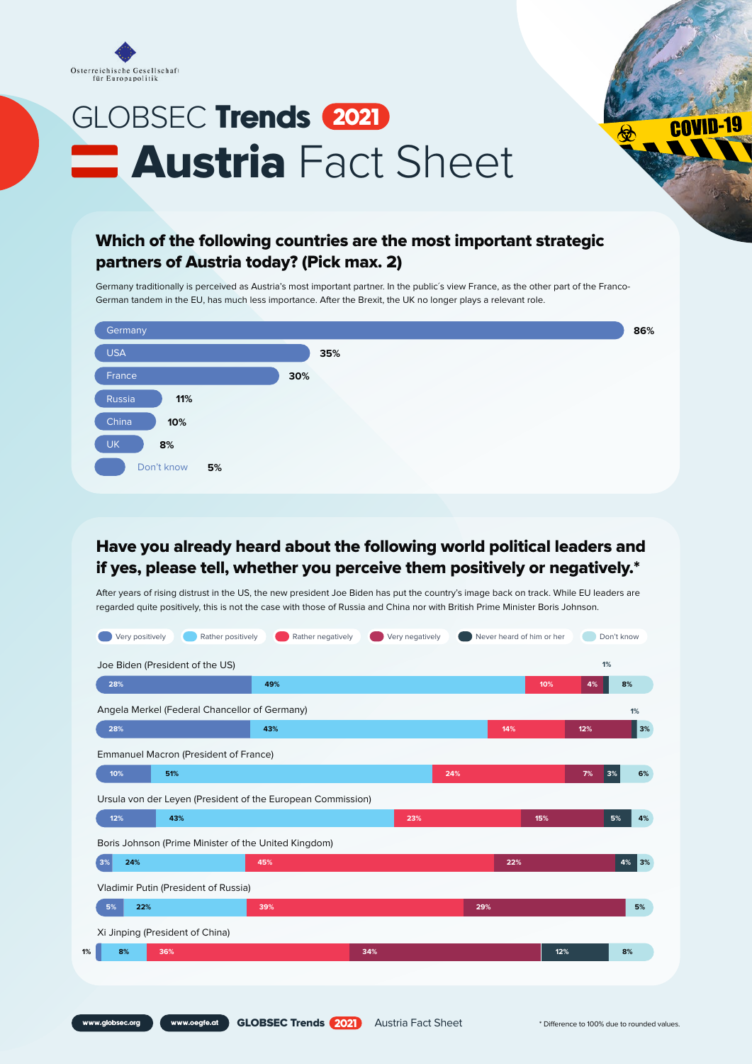Österreichische Gesellschaft für Europapolitik

# GLOBSEC Trends 2021

# Austria Fact Sheet

COVID-19

## Which of the following countries are the most important strategic partners of Austria today? (Pick max. 2)

Germany traditionally is perceived as Austria's most important partner. In the public´s view France, as the other part of the Franco-German tandem in the EU, has much less importance. After the Brexit, the UK no longer plays a relevant role.

| Country | % |
|---|---|
| Germany | 86% |
| USA | 35% |
| France | 30% |
| Russia | 11% |
| China | 10% |
| UK | 8% |
| Don't know | 5% |

## Have you already heard about the following world political leaders and if yes, please tell, whether you perceive them positively or negatively.*

After years of rising distrust in the US, the new president Joe Biden has put the country's image back on track. While EU leaders are regarded quite positively, this is not the case with those of Russia and China nor with British Prime Minister Boris Johnson.

| Leader | Very positively | Rather positively | Rather negatively | Very negatively | Never heard of him or her | Don't know |
|---|---|---|---|---|---|---|
| Joe Biden (President of the US) | 28% | 49% | 10% | 4% | 1% | 8% |
| Angela Merkel (Federal Chancellor of Germany) | 28% | 43% | 14% | 12% | 1% | 3% |
| Emmanuel Macron (President of France) | 10% | 51% | 24% | 7% | 3% | 6% |
| Ursula von der Leyen (President of the European Commission) | 12% | 43% | 23% | 15% | 5% | 4% |
| Boris Johnson (Prime Minister of the United Kingdom) | 3% | 24% | 45% | 22% | 4% | 3% |
| Vladimir Putin (President of Russia) | 5% | 22% | 39% | 29% | | 5% |
| Xi Jinping (President of China) | 1% | 8% | 36% | 34% | 12% | 8% |

www.globsec.org www.oegfe.at GLOBSEC Trends 2021 Austria Fact Sheet

\* Difference to 100% due to rounded values.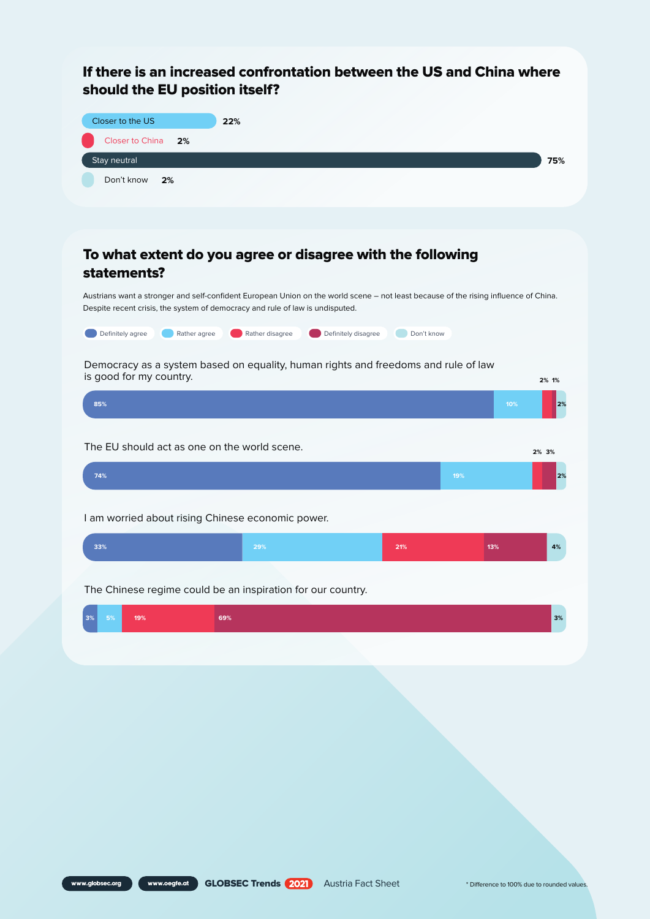## If there is an increased confrontation between the US and China where should the EU position itself?

Closer to the US 22%

Closer to China 2%

Stay neutral 75%

Don't know 2%

## To what extent do you agree or disagree with the following statements?

Austrians want a stronger and self-confident European Union on the world scene – not least because of the rising influence of China. Despite recent crisis, the system of democracy and rule of law is undisputed.

Definitely agree | Rather agree | Rather disagree | Definitely disagree | Don't know

Democracy as a system based on equality, human rights and freedoms and rule of law is good for my country.

85% 10% 2% 1% 2%

The EU should act as one on the world scene.

74% 19% 2% 3% 2%

I am worried about rising Chinese economic power.

33% 29% 21% 13% 4%

The Chinese regime could be an inspiration for our country.

3% 5% 19% 69% 3%

www.globsec.org www.oegfe.at **GLOBSEC Trends 2021** Austria Fact Sheet

* Difference to 100% due to rounded values.